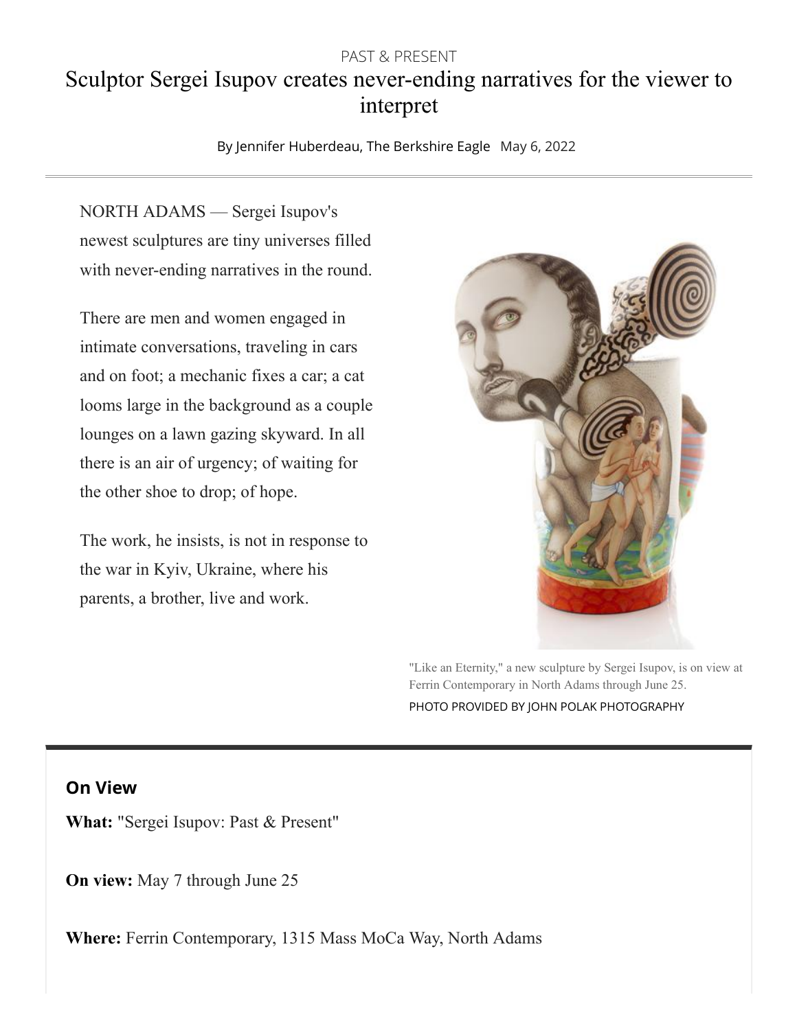PAST & PRESENT

# Sculptor Sergei Isupov creates never-ending narratives for the viewer to interpret

By Jennifer Huberdeau, The Berkshire Eagle May 6, 2022

NORTH ADAMS — Sergei Isupov's newest sculptures are tiny universes filled with never-ending narratives in the round.

There are men and women engaged in intimate conversations, traveling in cars and on foot; a mechanic fixes a car; a cat looms large in the background as a couple lounges on a lawn gazing skyward. In all there is an air of urgency; of waiting for the other shoe to drop; of hope.

The work, he insists, is not in response to the war in Kyiv, Ukraine, where his parents, a brother, live and work.

"Like an Eternity," a new sculpture by Sergei Isupov, is on view at Ferrin Contemporary in North Adams through June 25.

PHOTO PROVIDED BY JOHN POLAK PHOTOGRAPHY

## On View

**What:** "Sergei Isupov: Past & Present"

**On view:** May 7 through June 25

**Where:** Ferrin Contemporary, 1315 Mass MoCa Way, North Adams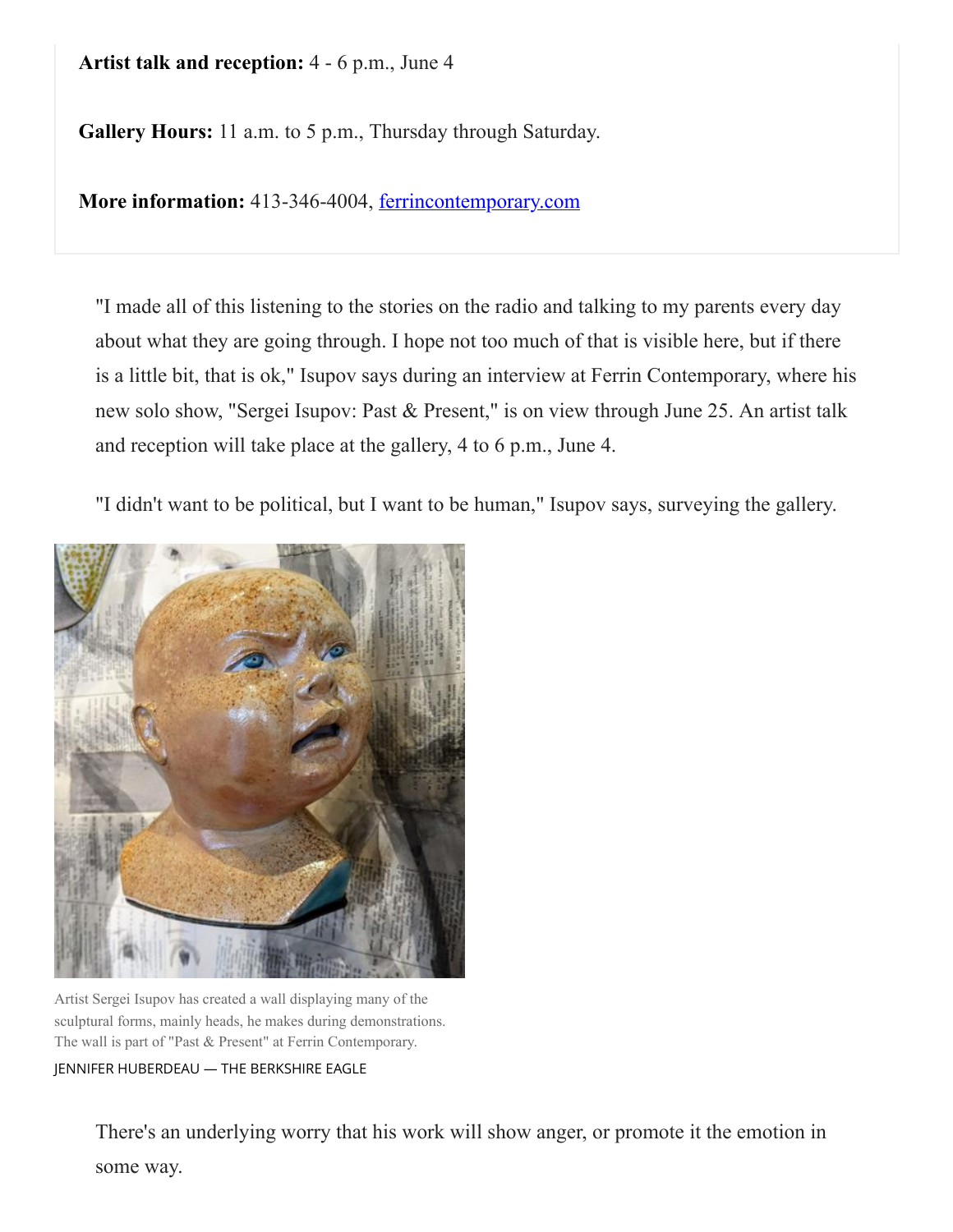**Artist talk and reception:** 4 - 6 p.m., June 4

**Gallery Hours:** 11 a.m. to 5 p.m., Thursday through Saturday.

**More information:** 413-346-4004, [ferrincontemporary.com](ferrincontemporary.com)

"I made all of this listening to the stories on the radio and talking to my parents every day about what they are going through. I hope not too much of that is visible here, but if there is a little bit, that is ok," Isupov says during an interview at Ferrin Contemporary, where his new solo show, "Sergei Isupov: Past & Present," is on view through June 25. An artist talk and reception will take place at the gallery, 4 to 6 p.m., June 4.

"I didn't want to be political, but I want to be human," Isupov says, surveying the gallery.

Artist Sergei Isupov has created a wall displaying many of the sculptural forms, mainly heads, he makes during demonstrations. The wall is part of "Past & Present" at Ferrin Contemporary.

JENNIFER HUBERDEAU — THE BERKSHIRE EAGLE

There's an underlying worry that his work will show anger, or promote it the emotion in some way.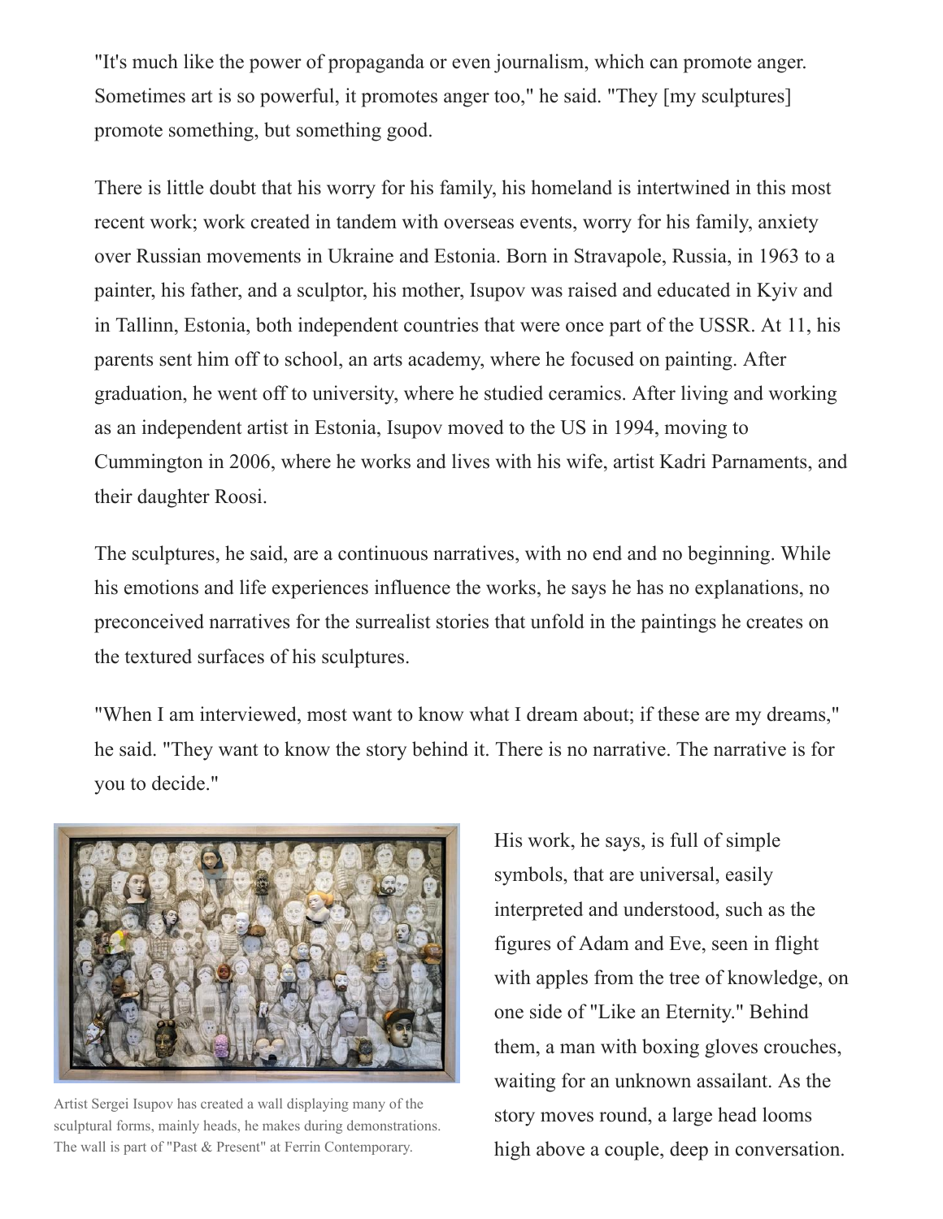"It's much like the power of propaganda or even journalism, which can promote anger. Sometimes art is so powerful, it promotes anger too," he said. "They [my sculptures] promote something, but something good.

There is little doubt that his worry for his family, his homeland is intertwined in this most recent work; work created in tandem with overseas events, worry for his family, anxiety over Russian movements in Ukraine and Estonia. Born in Stravapole, Russia, in 1963 to a painter, his father, and a sculptor, his mother, Isupov was raised and educated in Kyiv and in Tallinn, Estonia, both independent countries that were once part of the USSR. At 11, his parents sent him off to school, an arts academy, where he focused on painting. After graduation, he went off to university, where he studied ceramics. After living and working as an independent artist in Estonia, Isupov moved to the US in 1994, moving to Cummington in 2006, where he works and lives with his wife, artist Kadri Parnaments, and their daughter Roosi.

The sculptures, he said, are a continuous narratives, with no end and no beginning. While his emotions and life experiences influence the works, he says he has no explanations, no preconceived narratives for the surrealist stories that unfold in the paintings he creates on the textured surfaces of his sculptures.

"When I am interviewed, most want to know what I dream about; if these are my dreams," he said. "They want to know the story behind it. There is no narrative. The narrative is for you to decide."

Artist Sergei Isupov has created a wall displaying many of the sculptural forms, mainly heads, he makes during demonstrations. The wall is part of "Past & Present" at Ferrin Contemporary.

His work, he says, is full of simple symbols, that are universal, easily interpreted and understood, such as the figures of Adam and Eve, seen in flight with apples from the tree of knowledge, on one side of "Like an Eternity." Behind them, a man with boxing gloves crouches, waiting for an unknown assailant. As the story moves round, a large head looms high above a couple, deep in conversation.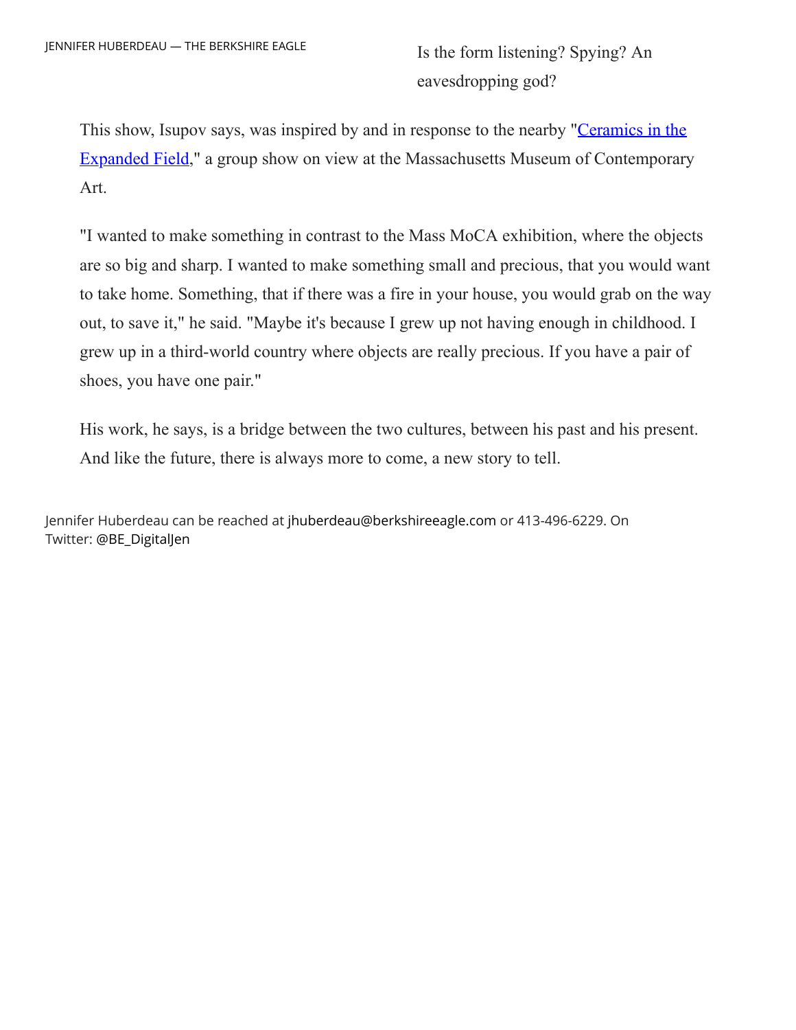JENNIFER HUBERDEAU — THE BERKSHIRE EAGLE

Is the form listening? Spying? An eavesdropping god?

This show, Isupov says, was inspired by and in response to the nearby "Ceramics in the Expanded Field," a group show on view at the Massachusetts Museum of Contemporary Art.

"I wanted to make something in contrast to the Mass MoCA exhibition, where the objects are so big and sharp. I wanted to make something small and precious, that you would want to take home. Something, that if there was a fire in your house, you would grab on the way out, to save it," he said. "Maybe it's because I grew up not having enough in childhood. I grew up in a third-world country where objects are really precious. If you have a pair of shoes, you have one pair."

His work, he says, is a bridge between the two cultures, between his past and his present. And like the future, there is always more to come, a new story to tell.

Jennifer Huberdeau can be reached at jhuberdeau@berkshireeagle.com or 413-496-6229. On Twitter: @BE_DigitalJen